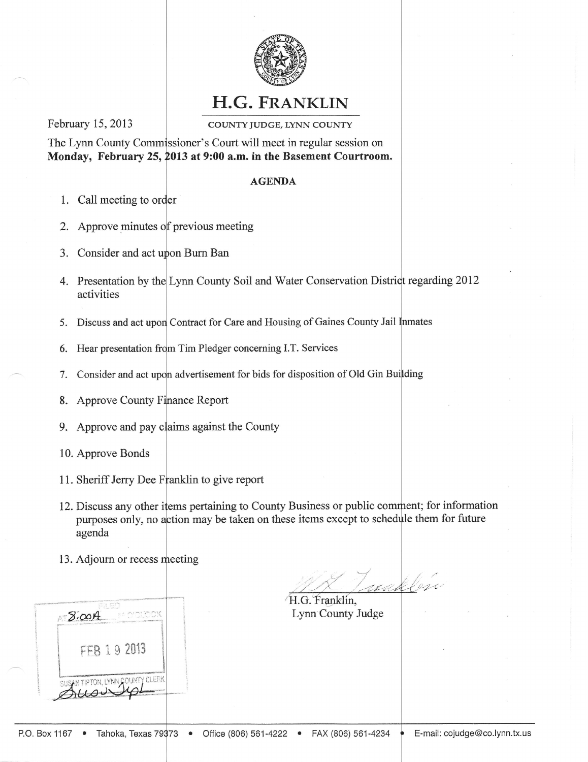# H.G. FRANKLIN

COUNTY JUDGE, LYNN COUNTY

February 15, 2013

The Lynn County Commissioner's Court will meet in regular session on **Monday, February 25, 2013 at 9:00 a.m. in the Basement Courtroom.**

**AGENDA**

1. Call meeting to order
2. Approve minutes of previous meeting
3. Consider and act upon Burn Ban
4. Presentation by the Lynn County Soil and Water Conservation District regarding 2012 activities
5. Discuss and act upon Contract for Care and Housing of Gaines County Jail Inmates
6. Hear presentation from Tim Pledger concerning I.T. Services
7. Consider and act upon advertisement for bids for disposition of Old Gin Building
8. Approve County Finance Report
9. Approve and pay claims against the County
10. Approve Bonds
11. Sheriff Jerry Dee Franklin to give report
12. Discuss any other items pertaining to County Business or public comment; for information purposes only, no action may be taken on these items except to schedule them for future agenda
13. Adjourn or recess meeting

H.G. Franklin,
Lynn County Judge

FILED
AT 8:00A O'CLOCK
FEB 19 2013
SUSAN TIPTON, LYNN COUNTY CLERK

P.O. Box 1167 • Tahoka, Texas 79373 • Office (806) 561-4222 • FAX (806) 561-4234 • E-mail: cojudge@co.lynn.tx.us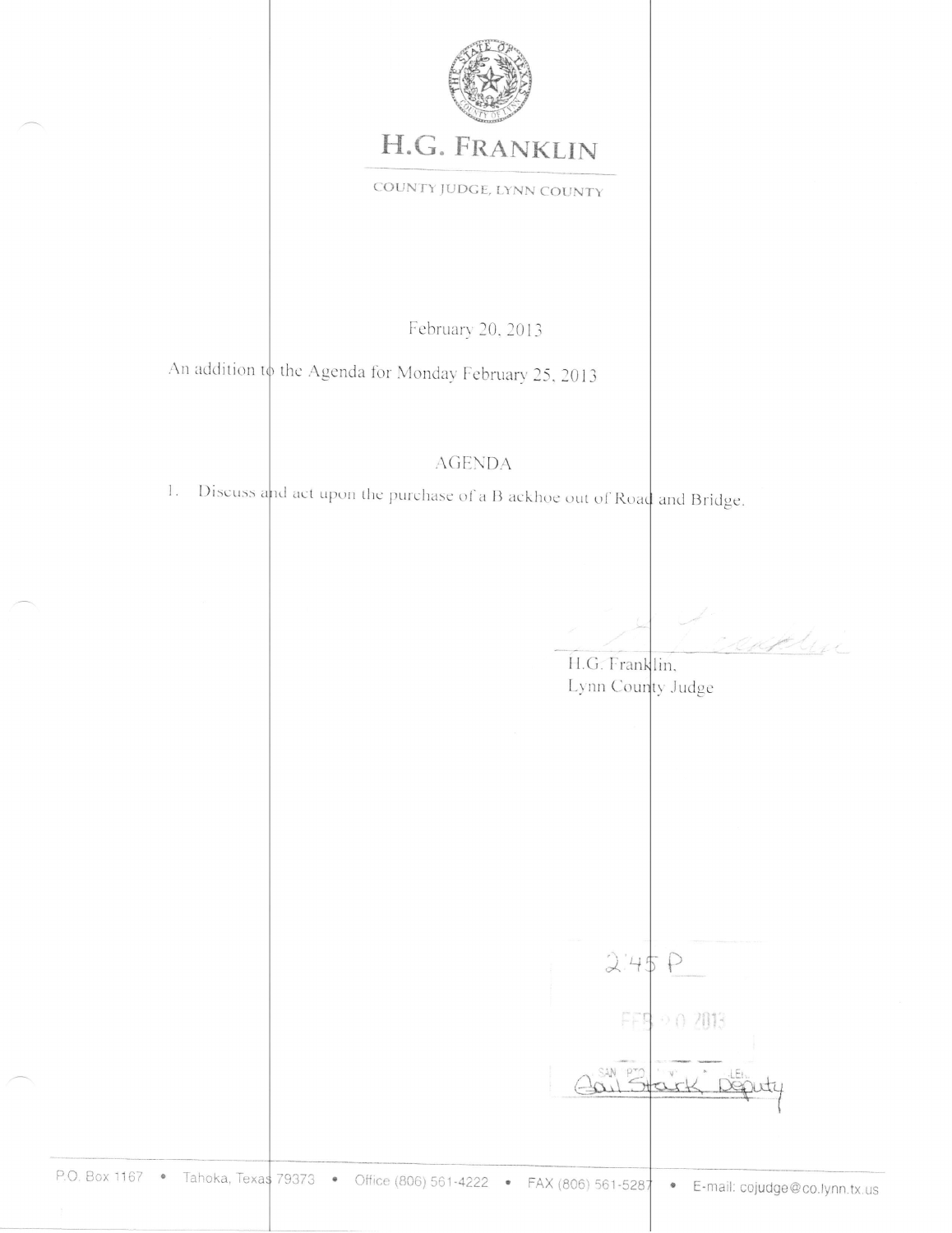# H.G. FRANKLIN

COUNTY JUDGE, LYNN COUNTY

February 20, 2013

An addition to the Agenda for Monday February 25, 2013

## AGENDA

1. Discuss and act upon the purchase of a B ackhoe out of Road and Bridge.

H.G. Franklin,
Lynn County Judge

2:45 P

FEB 20 2013

Gail Stark Deputy

P.O. Box 1167 • Tahoka, Texas 79373 • Office (806) 561-4222 • FAX (806) 561-5287 • E-mail: cojudge@co.lynn.tx.us